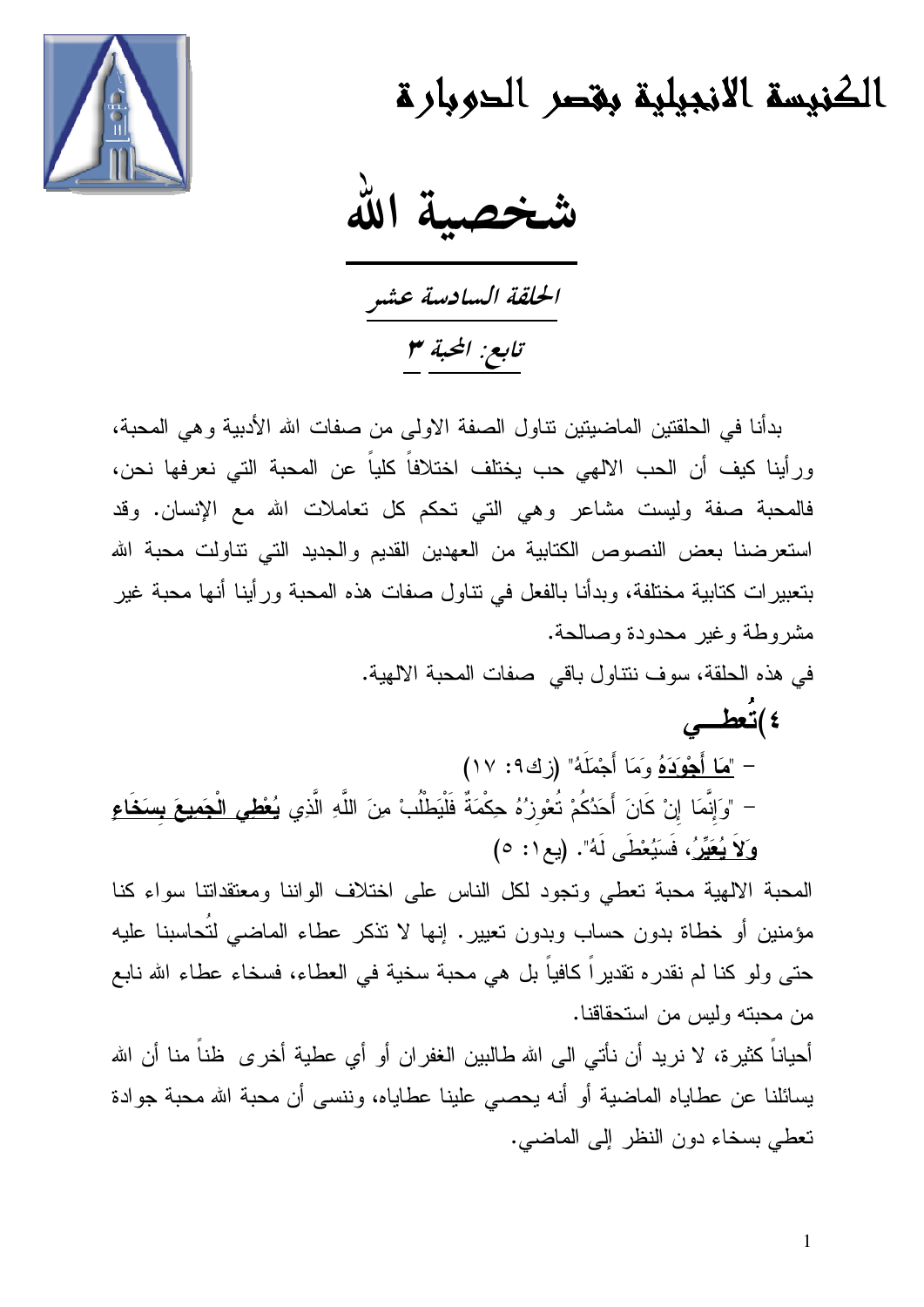# الكنيسة الانجيلية بقصر الدوبارة

# شخصية الله

## الحلقة السادسة عشر

### تابع: المحبة ٣

بدأنا في الحلقتين الماضيتين تناول الصفة الاولى من صفات الله الأدبية وهي المحبة، ورأينا كيف أن الحب الالهي حب يختلف اختلافاً كلياً عن المحبة التي نعرفها نحن، فالمحبة صفة وليست مشاعر وهي التي تحكم كل تعاملات الله مع الإنسان. وقد استعرضنا بعض النصوص الكتابية من العهدين القديم والجديد التي تناولت محبة الله بتعبيرات كتابية مختلفة، وبدأنا بالفعل في تناول صفات هذه المحبة ورأينا أنها محبة غير مشروطة وغير محدودة وصالحة.

في هذه الحلقة، سوف نتناول باقي صفات المحبة الالهية.

**٤)تُعطـــي**

- "**مَا أَجْوَدَهُ** وَمَا أَجْمَلَهُ" (زك٩: ١٧)
- "وَإِنَّمَا إِنْ كَانَ أَحَدُكُمْ تُعْوِزُهُ حِكْمَةٌ فَلْيَطْلُبْ مِنَ اللَّهِ الَّذِي **يُعْطِي الْجَمِيعَ بِسَخَاءٍ وَلاَ يُعَيِّرُ**، فَسَيُعْطَى لَهُ". (يع١: ٥)

المحبة الالهية محبة تعطي وتجود لكل الناس على اختلاف الواننا ومعتقداتنا سواء كنا مؤمنين أو خطاة بدون حساب وبدون تعيير. إنها لا تذكر عطاء الماضي لتُحاسبنا عليه حتى ولو كنا لم نقدره تقديراً كافياً بل هي محبة سخية في العطاء، فسخاء عطاء الله نابع من محبته وليس من استحقاقنا.

أحياناً كثيرة، لا نريد أن نأتي الى الله طالبين الغفران أو أي عطية أخرى ظناً منا أن الله يسائلنا عن عطاياه الماضية أو أنه يحصي علينا عطاياه، وننسى أن محبة الله محبة جوادة تعطي بسخاء دون النظر إلى الماضي.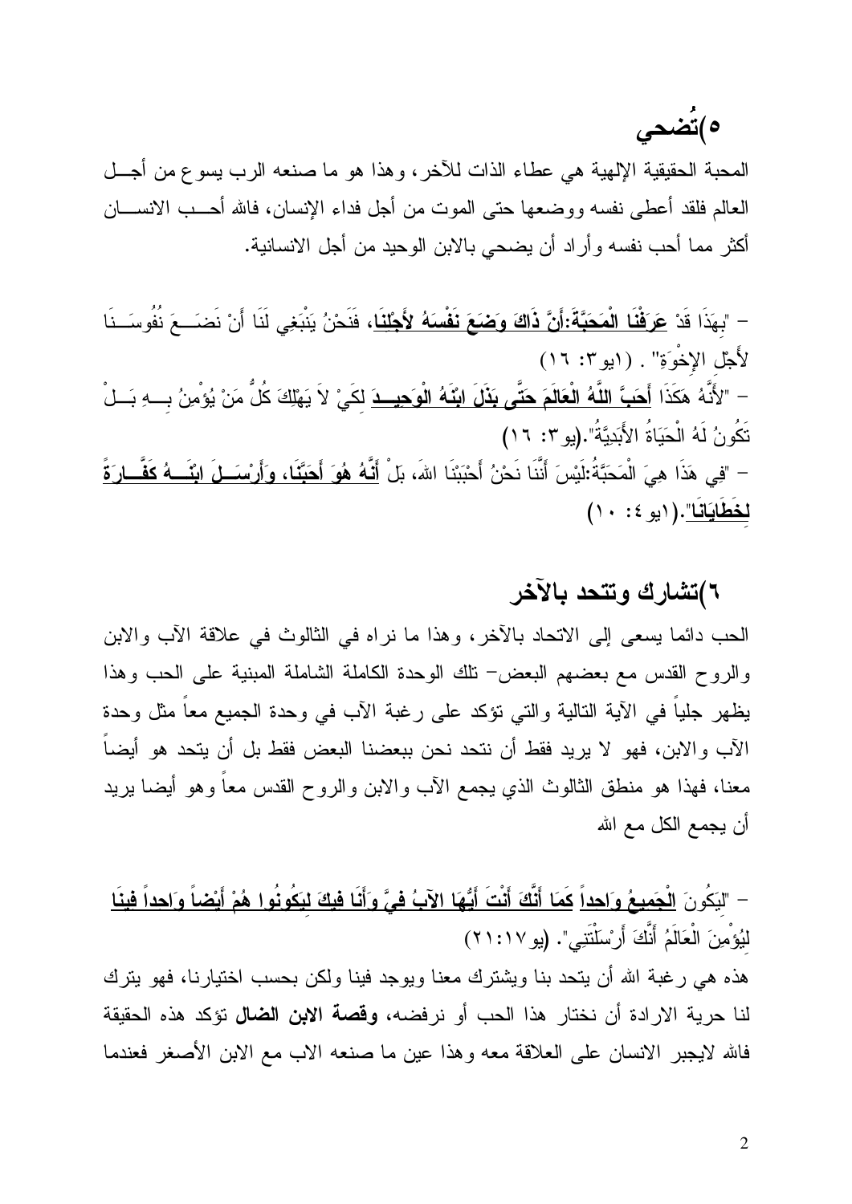## ٥)تُضحي

المحبة الحقيقية الإلهية هي عطاء الذات للآخر، وهذا هو ما صنعه الرب يسوع من أجل العالم فلقد أعطى نفسه ووضعها حتى الموت من أجل فداء الإنسان، فالله أحب الانسان أكثر مما أحب نفسه وأراد أن يضحي بالابن الوحيد من أجل الانسانية.

- "بِهذَا قَدْ **عَرَفْنَا الْمَحَبَّةَ:أَنَّ ذَاكَ وَضَعَ نَفْسَهُ لأَجْلِنَا**، فَنَحْنُ يَنْبَغِي لَنَا أَنْ نَضَعَ نُفُوسَنَا لأَجْلِ الإِخْوَةِ" . (١يو٣: ١٦)

- "لأَنَّهُ هكَذَا **أَحَبَّ اللّهُ الْعَالَمَ حَتَّى بَذَلَ ابْنَهُ الْوَحِيدَ** لِكَيْ لاَ يَهْلِكَ كُلُّ مَنْ يُؤْمِنُ بِهِ بَلْ تَكُونُ لَهُ الْحَيَاةُ الأَبَدِيَّةُ".(يو٣: ١٦)

- "فِي هذَا هِيَ الْمَحَبَّةُ:لَيْسَ أَنَّنَا نَحْنُ أَحْبَبْنَا اللهَ، بَلْ **أَنَّهُ هُوَ أَحَبَّنَا، وَأَرْسَلَ ابْنَهُ كَفَّارَةً لِخَطَايَانَا**".(١يو٤: ١٠)

## ٦)تشارك وتتحد بالآخر

الحب دائما يسعى إلى الاتحاد بالآخر، وهذا ما نراه في الثالوث في علاقة الآب والابن والروح القدس مع بعضهم البعض- تلك الوحدة الكاملة الشاملة المبنية على الحب وهذا يظهر جلياً في الآية التالية والتي تؤكد على رغبة الآب في وحدة الجميع معاً مثل وحدة الآب والابن، فهو لا يريد فقط أن نتحد نحن ببعضنا البعض فقط بل أن يتحد هو أيضاً معنا، فهذا هو منطق الثالوث الذي يجمع الآب والابن والروح القدس معاً وهو أيضا يريد أن يجمع الكل مع الله

- "**لِيَكُونَ الْجَمِيعُ وَاحِداً كَمَا أَنَّكَ أَنْتَ أَيُّهَا الآبُ فِيَّ وَأَنَا فِيكَ لِيَكُونُوا هُمْ أَيْضاً وَاحِداً فِينَا** لِيُؤْمِنَ الْعَالَمُ أَنَّكَ أَرْسَلْتَنِي". (يو١٧:٢١)

هذه هي رغبة الله أن يتحد بنا ويشترك معنا ويوجد فينا ولكن بحسب اختيارنا، فهو يترك لنا حرية الارادة أن نختار هذا الحب أو نرفضه، **وقصة الابن الضال** تؤكد هذه الحقيقة فالله لايجبر الانسان على العلاقة معه وهذا عين ما صنعه الاب مع الابن الأصغر فعندما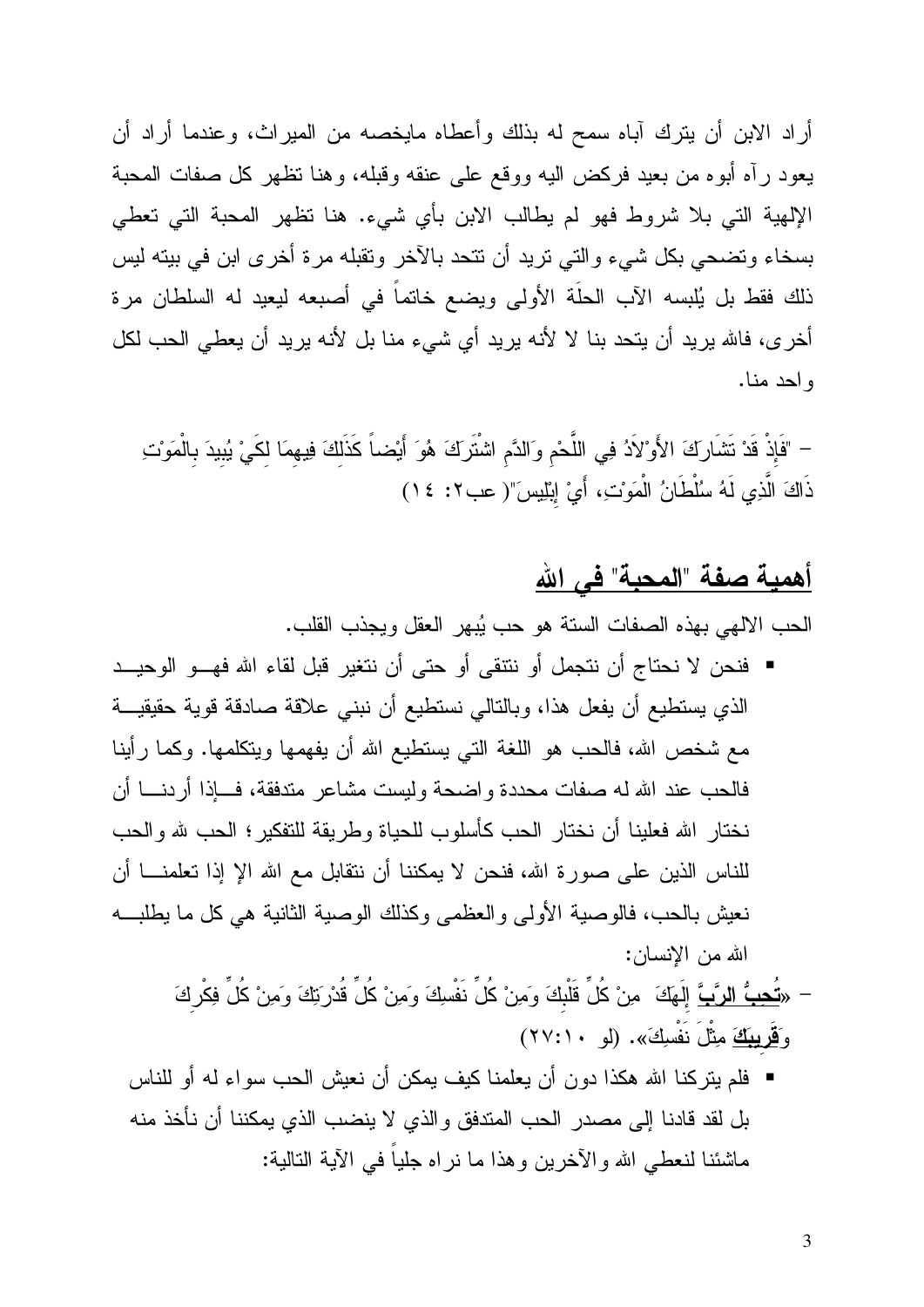أراد الابن أن يترك آباه سمح له بذلك وأعطاه مايخصه من الميراث، وعندما أراد أن يعود رآه أبوه من بعيد فركض اليه ووقع على عنقه وقبله، وهنا تظهر كل صفات المحبة الإلهية التي بلا شروط فهو لم يطالب الابن بأي شيء. هنا تظهر المحبة التي تعطي بسخاء وتضحي بكل شيء والتي تريد أن تتحد بالآخر وتقبله مرة أخرى ابن في بيته ليس ذلك فقط بل يُلبسه الآب الحلَة الأولى ويضع خاتماً في أصبعه ليعيد له السلطان مرة أخرى، فالله يريد أن يتحد بنا لا لأنه يريد أي شيء منا بل لأنه يريد أن يعطي الحب لكل واحد منا.

- "فَإِذْ قَدْ تَشَارَكَ الأَوْلاَدُ فِي اللَّحْمِ وَالدَّمِ اشْتَرَكَ هُوَ أَيْضاً كَذَلِكَ فِيهِمَا لِكَيْ يُبِيدَ بِالْمَوْتِ ذَاكَ الَّذِي لَهُ سُلْطَانُ الْمَوْتِ، أَيْ إِبْلِيسَ"( عب٢: ١٤)

## <u>أهمية صفة "المحبة" في الله</u>

الحب الالهي بهذه الصفات الستة هو حب يُبهر العقل ويجذب القلب.

- فنحن لا نحتاج أن نتجمل أو نتنقى أو حتى أن نتغير قبل لقاء الله فهو الوحيد الذي يستطيع أن يفعل هذا، وبالتالي نستطيع أن نبني علاقة صادقة قوية حقيقية مع شخص الله، فالحب هو اللغة التي يستطيع الله أن يفهمها ويتكلمها. وكما رأينا فالحب عند الله له صفات محددة واضحة وليست مشاعر متدفقة، فإذا أردنا أن نختار الله فعلينا أن نختار الحب كأسلوب للحياة وطريقة للتفكير؛ الحب لله والحب للناس الذين على صورة الله، فنحن لا يمكننا أن نتقابل مع الله إلا إذا تعلمنا أن نعيش بالحب، فالوصية الأولى والعظمى وكذلك الوصية الثانية هي كل ما يطلبه الله من الإنسان:
  - «<u>**تُحِبُّ الرَّبَّ**</u> إِلَهَكَ مِنْ كُلِّ قَلْبِكَ وَمِنْ كُلِّ نَفْسِكَ وَمِنْ كُلِّ قُدْرَتِكَ وَمِنْ كُلِّ فِكْرِكَ وَ<u>**قَرِيبَكَ**</u> مِثْلَ نَفْسِكَ». (لو ١٠:٢٧)
- فلم يتركنا الله هكذا دون أن يعلمنا كيف يمكن أن نعيش الحب سواء له أو للناس بل لقد قادنا إلى مصدر الحب المتدفق والذي لا ينضب الذي يمكننا أن نأخذ منه ماشئنا لنعطي الله والآخرين وهذا ما نراه جلياً في الآية التالية: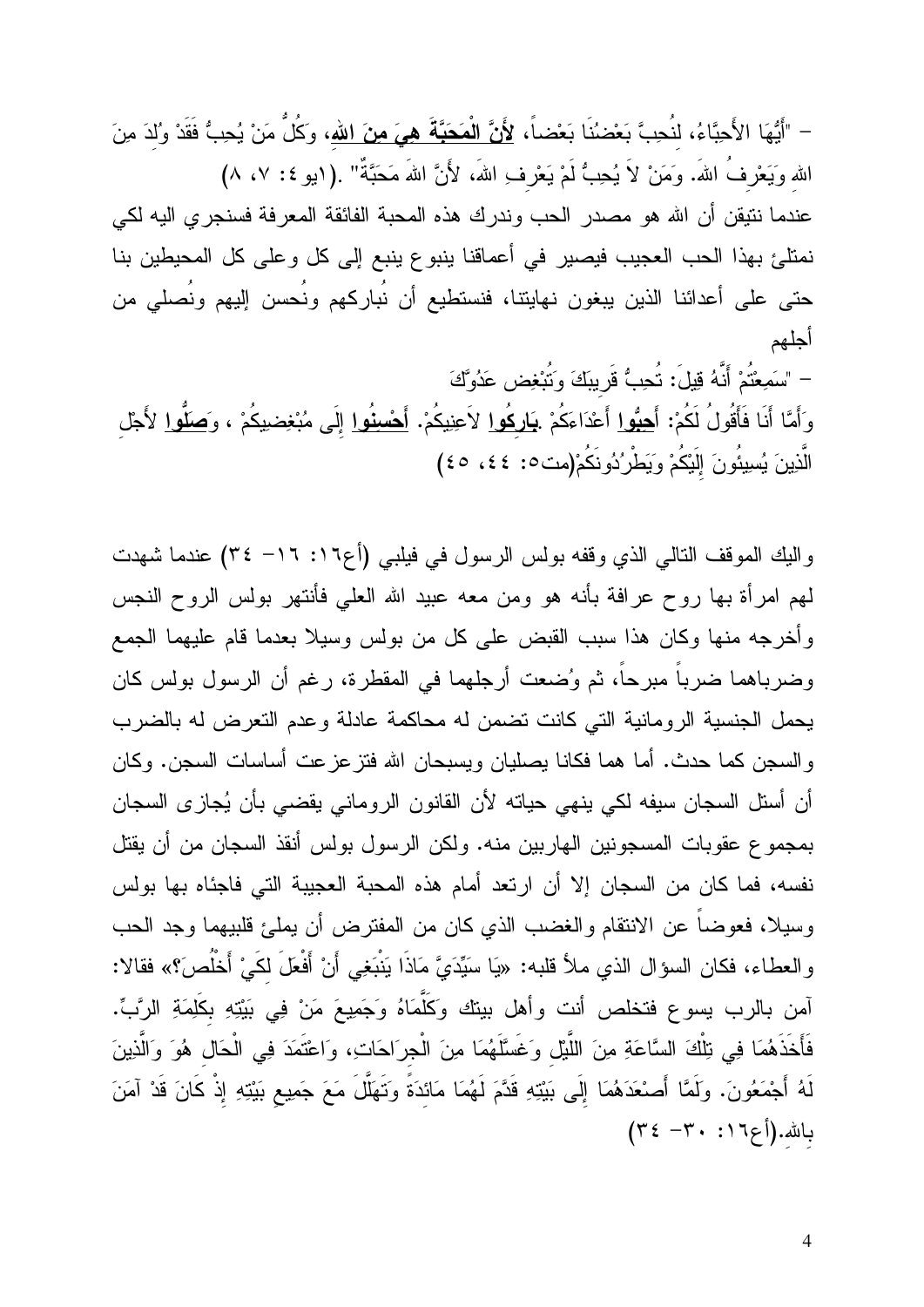- "أَيُّهَا الأَحِبَّاءُ، لِنُحِبَّ بَعْضُنَا بَعْضاً، **لأَنَّ الْمَحَبَّةَ هِيَ مِنَ اللهِ**، وَكُلُّ مَنْ يُحِبُّ فَقَدْ وُلِدَ مِنَ اللهِ وَيَعْرِفُ اللهَ. وَمَنْ لاَ يُحِبُّ لَمْ يَعْرِفِ اللهَ، لأَنَّ اللهَ مَحَبَّةٌ" .(١يو ٤: ٧، ٨)

عندما نتيقن أن الله هو مصدر الحب وندرك هذه المحبة الفائقة المعرفة فسنجري اليه لكي نمتلئ بهذا الحب العجيب فيصير في أعماقنا ينبوع ينبع إلى كل وعلى كل المحيطين بنا حتى على أعدائنا الذين يبغون نهايتنا، فنستطيع أن نُباركهم ونُحسن إليهم ونُصلي من أجلهم

- "سَمِعْتُمْ أَنَّهُ قِيلَ: تُحِبُّ قَرِيبَكَ وَتُبْغِض عَدُوَّكَ

وَأَمَّا أَنَا فَأَقُولُ لَكُمْ: **أَحِبُّوا** أَعْدَاءَكُمْ .**بَارِكُوا** لاَعِنِيكُمْ. **أَحْسِنُوا** إِلَى مُبْغِضِيكُمْ ، وَ**صَلُّوا** لأَجْلِ الَّذِينَ يُسِيئُونَ إِلَيْكُمْ وَيَطْرُدُونَكُمْ(مت٥: ٤٤، ٤٥)

واليك الموقف التالي الذي وقفه بولس الرسول في فيلبي (أع١٦: ١٦- ٣٤) عندما شهدت لهم امرأة بها روح عرافة بأنه هو ومن معه عبيد الله العلي فأنتهر بولس الروح النجس وأخرجه منها وكان هذا سبب القبض على كل من بولس وسيلا بعدما قام عليهما الجمع وضرباهما ضرباً مبرحاً، ثم وُضعت أرجلهما في المقطرة، رغم أن الرسول بولس كان يحمل الجنسية الرومانية التي كانت تضمن له محاكمة عادلة وعدم التعرض له بالضرب والسجن كما حدث. أما هما فكانا يصليان ويسبحان الله فتزعزعت أساسات السجن. وكان أن أستل السجان سيفه لكي ينهي حياته لأن القانون الروماني يقضي بأن يُجازى السجان بمجموع عقوبات المسجونين الهاربين منه. ولكن الرسول بولس أنقذ السجان من أن يقتل نفسه، فما كان من السجان إلا أن ارتعد أمام هذه المحبة العجيبة التي فاجئاه بها بولس وسيلا، فعوضاً عن الانتقام والغضب الذي كان من المفترض أن يملئ قلبيهما وجد الحب والعطاء، فكان السؤال الذي ملأ قلبه: «يَا سَيِّدَيَّ مَاذَا يَنْبَغِي أَنْ أَفْعَلَ لِكَيْ أَخْلُصَ؟» فقالا: آمن بالرب يسوع فتخلص أنت وأهل بيتك وَكَلَّمَاهُ وَجَمِيعَ مَنْ فِي بَيْتِهِ بِكَلِمَةِ الرَّبِّ. فَأَخَذَهُمَا فِي تِلْكَ السَّاعَةِ مِنَ اللَّيْلِ وَغَسَّلَهُمَا مِنَ الْجِرَاحَاتِ، وَاعْتَمَدَ فِي الْحَالِ هُوَ وَالَّذِينَ لَهُ أَجْمَعُونَ. وَلَمَّا أَصْعَدَهُمَا إِلَى بَيْتِهِ قَدَّمَ لَهُمَا مَائِدَةً وَتَهَلَّلَ مَعَ جَمِيعِ بَيْتِهِ إِذْ كَانَ قَدْ آمَنَ بِاللهِ.(أع١٦: ٣٠- ٣٤)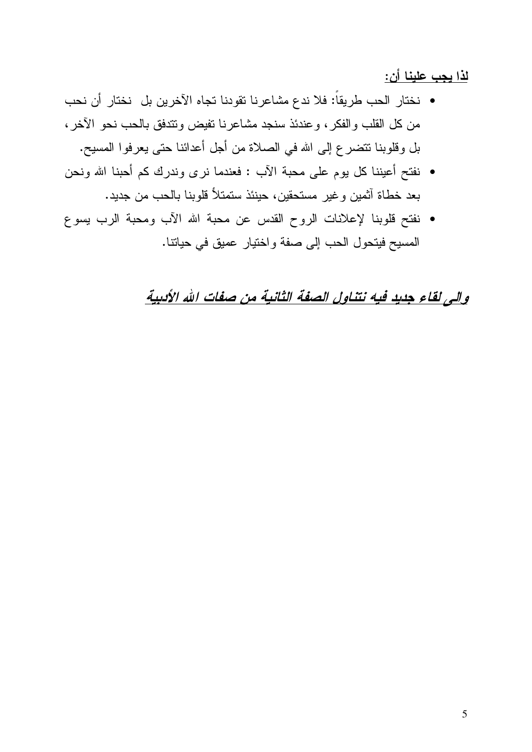**<u>لذا يجب علينا أن:</u>**

- نختار الحب طريقاً: فلا ندع مشاعرنا تقودنا تجاه الآخرين بل نختار أن نحب من كل القلب والفكر، وعندئذ سنجد مشاعرنا تفيض وتتدفق بالحب نحو الآخر، بل وقلوبنا تتضرع إلى الله في الصلاة من أجل أعدائنا حتى يعرفوا المسيح.
- نفتح أعيننا كل يوم على محبة الآب : فعندما نرى وندرك كم أحبنا الله ونحن بعد خطاة آثمين وغير مستحقين، حينئذ ستمتلأ قلوبنا بالحب من جديد.
- نفتح قلوبنا لإعلانات الروح القدس عن محبة الله الآب ومحبة الرب يسوع المسيح فيتحول الحب إلى صفة واختيار عميق في حياتنا.

***<u>وإلى لقاء جديد فيه نتناول الصفة الثانية من صفات الله الأدبية</u>***